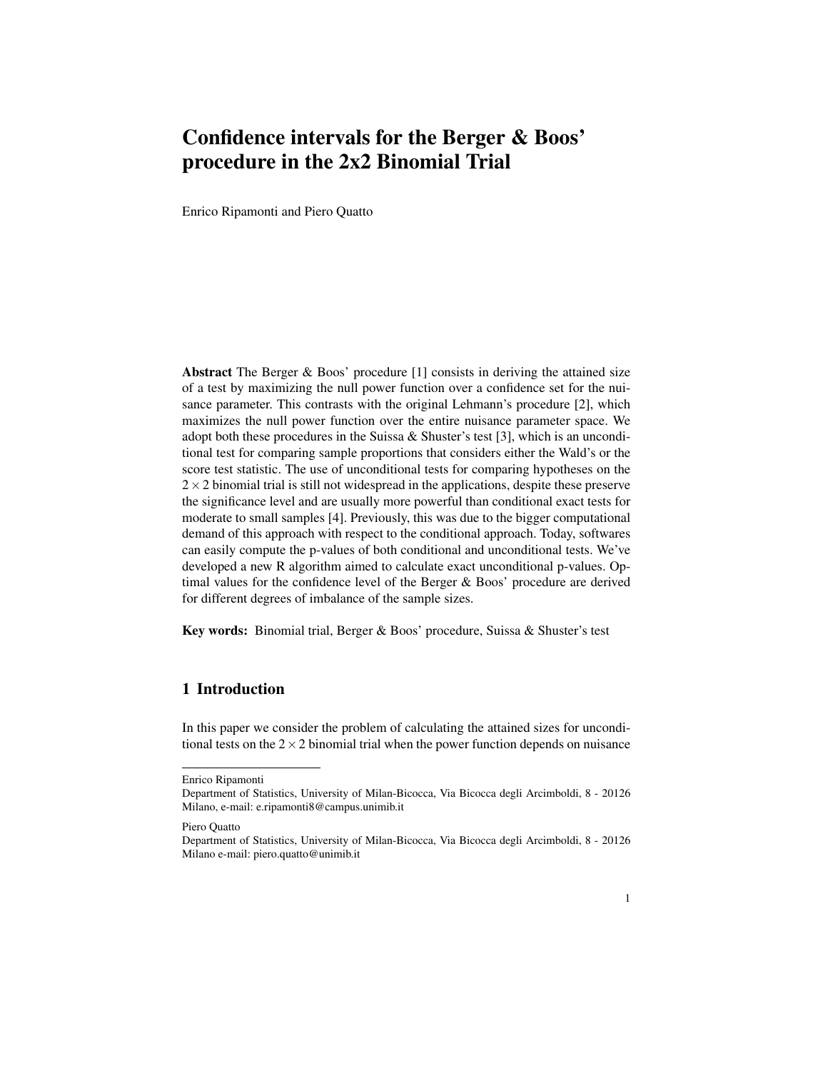# Confidence intervals for the Berger & Boos' procedure in the 2x2 Binomial Trial

Enrico Ripamonti and Piero Quatto

**Abstract** The Berger & Boos' procedure [1] consists in deriving the attained size of a test by maximizing the null power function over a confidence set for the nuisance parameter. This contrasts with the original Lehmann's procedure [2], which maximizes the null power function over the entire nuisance parameter space. We adopt both these procedures in the Suissa & Shuster's test [3], which is an unconditional test for comparing sample proportions that considers either the Wald's or the score test statistic. The use of unconditional tests for comparing hypotheses on the $2 \times 2$ binomial trial is still not widespread in the applications, despite these preserve the significance level and are usually more powerful than conditional exact tests for moderate to small samples [4]. Previously, this was due to the bigger computational demand of this approach with respect to the conditional approach. Today, softwares can easily compute the p-values of both conditional and unconditional tests. We've developed a new R algorithm aimed to calculate exact unconditional p-values. Optimal values for the confidence level of the Berger & Boos' procedure are derived for different degrees of imbalance of the sample sizes.

**Key words:** Binomial trial, Berger & Boos' procedure, Suissa & Shuster's test

## 1 Introduction

In this paper we consider the problem of calculating the attained sizes for unconditional tests on the $2 \times 2$ binomial trial when the power function depends on nuisance

---

Enrico Ripamonti
Department of Statistics, University of Milan-Bicocca, Via Bicocca degli Arcimboldi, 8 - 20126 Milano, e-mail: e.ripamonti8@campus.unimib.it

Piero Quatto
Department of Statistics, University of Milan-Bicocca, Via Bicocca degli Arcimboldi, 8 - 20126 Milano e-mail: piero.quatto@unimib.it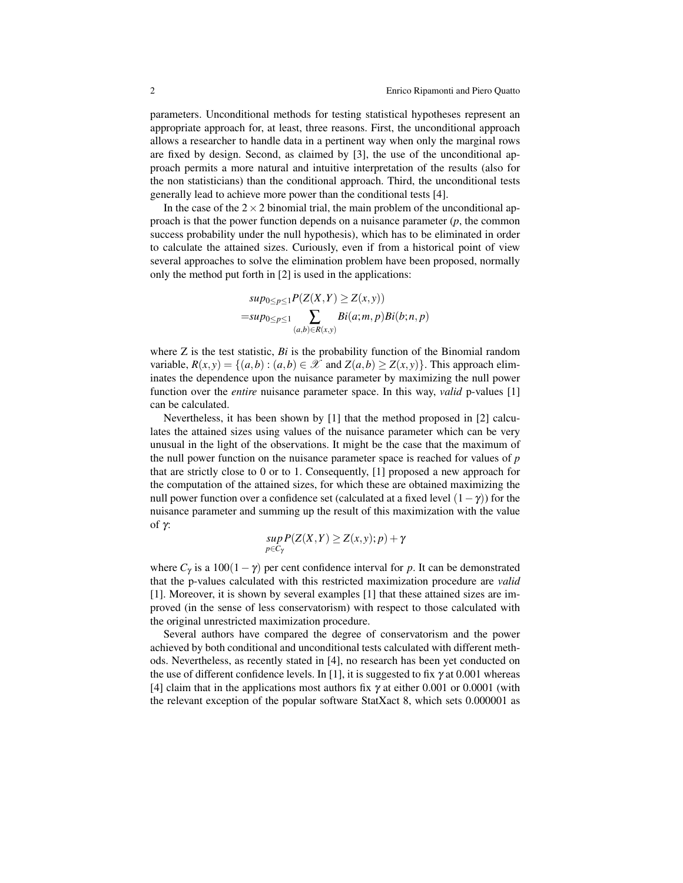parameters. Unconditional methods for testing statistical hypotheses represent an appropriate approach for, at least, three reasons. First, the unconditional approach allows a researcher to handle data in a pertinent way when only the marginal rows are fixed by design. Second, as claimed by [3], the use of the unconditional approach permits a more natural and intuitive interpretation of the results (also for the non statisticians) than the conditional approach. Third, the unconditional tests generally lead to achieve more power than the conditional tests [4].

In the case of the $2 \times 2$ binomial trial, the main problem of the unconditional approach is that the power function depends on a nuisance parameter ($p$, the common success probability under the null hypothesis), which has to be eliminated in order to calculate the attained sizes. Curiously, even if from a historical point of view several approaches to solve the elimination problem have been proposed, normally only the method put forth in [2] is used in the applications:

$$
\begin{aligned}
& sup_{0 \leq p \leq 1} P(Z(X,Y) \geq Z(x,y)) \\
= & sup_{0 \leq p \leq 1} \sum_{(a,b) \in R(x,y)} Bi(a;m,p)Bi(b;n,p)
\end{aligned}
$$

where Z is the test statistic, $Bi$ is the probability function of the Binomial random variable, $R(x,y) = \{(a,b) : (a,b) \in \mathscr{X} \text{ and } Z(a,b) \geq Z(x,y)\}$. This approach eliminates the dependence upon the nuisance parameter by maximizing the null power function over the *entire* nuisance parameter space. In this way, *valid* p-values [1] can be calculated.

Nevertheless, it has been shown by [1] that the method proposed in [2] calculates the attained sizes using values of the nuisance parameter which can be very unusual in the light of the observations. It might be the case that the maximum of the null power function on the nuisance parameter space is reached for values of $p$ that are strictly close to 0 or to 1. Consequently, [1] proposed a new approach for the computation of the attained sizes, for which these are obtained maximizing the null power function over a confidence set (calculated at a fixed level $(1-\gamma)$) for the nuisance parameter and summing up the result of this maximization with the value of $\gamma$:

$$
\sup_{p \in C_\gamma} P(Z(X,Y) \geq Z(x,y); p) + \gamma
$$

where $C_\gamma$ is a $100(1-\gamma)$ per cent confidence interval for $p$. It can be demonstrated that the p-values calculated with this restricted maximization procedure are *valid* [1]. Moreover, it is shown by several examples [1] that these attained sizes are improved (in the sense of less conservatorism) with respect to those calculated with the original unrestricted maximization procedure.

Several authors have compared the degree of conservatorism and the power achieved by both conditional and unconditional tests calculated with different methods. Nevertheless, as recently stated in [4], no research has been yet conducted on the use of different confidence levels. In [1], it is suggested to fix $\gamma$ at 0.001 whereas [4] claim that in the applications most authors fix $\gamma$ at either 0.001 or 0.0001 (with the relevant exception of the popular software StatXact 8, which sets 0.000001 as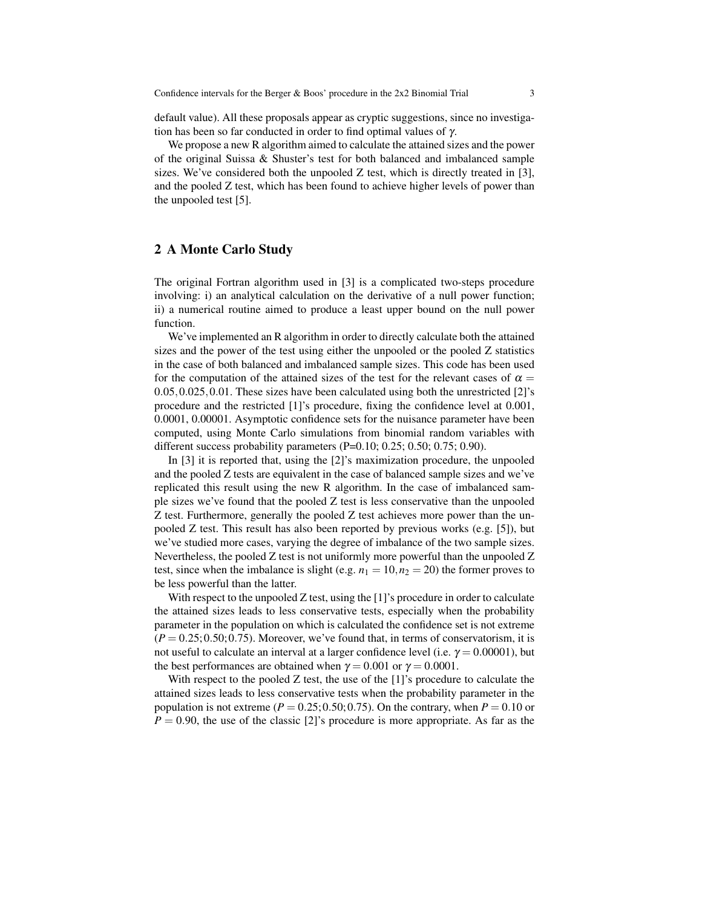default value). All these proposals appear as cryptic suggestions, since no investigation has been so far conducted in order to find optimal values of $\gamma$.

We propose a new R algorithm aimed to calculate the attained sizes and the power of the original Suissa & Shuster's test for both balanced and imbalanced sample sizes. We've considered both the unpooled Z test, which is directly treated in [3], and the pooled Z test, which has been found to achieve higher levels of power than the unpooled test [5].

## 2 A Monte Carlo Study

The original Fortran algorithm used in [3] is a complicated two-steps procedure involving: i) an analytical calculation on the derivative of a null power function; ii) a numerical routine aimed to produce a least upper bound on the null power function.

We've implemented an R algorithm in order to directly calculate both the attained sizes and the power of the test using either the unpooled or the pooled Z statistics in the case of both balanced and imbalanced sample sizes. This code has been used for the computation of the attained sizes of the test for the relevant cases of $\alpha = 0.05, 0.025, 0.01$. These sizes have been calculated using both the unrestricted [2]'s procedure and the restricted [1]'s procedure, fixing the confidence level at 0.001, 0.0001, 0.00001. Asymptotic confidence sets for the nuisance parameter have been computed, using Monte Carlo simulations from binomial random variables with different success probability parameters (P=0.10; 0.25; 0.50; 0.75; 0.90).

In [3] it is reported that, using the [2]'s maximization procedure, the unpooled and the pooled Z tests are equivalent in the case of balanced sample sizes and we've replicated this result using the new R algorithm. In the case of imbalanced sample sizes we've found that the pooled Z test is less conservative than the unpooled Z test. Furthermore, generally the pooled Z test achieves more power than the unpooled Z test. This result has also been reported by previous works (e.g. [5]), but we've studied more cases, varying the degree of imbalance of the two sample sizes. Nevertheless, the pooled Z test is not uniformly more powerful than the unpooled Z test, since when the imbalance is slight (e.g. $n_1 = 10, n_2 = 20$) the former proves to be less powerful than the latter.

With respect to the unpooled Z test, using the [1]'s procedure in order to calculate the attained sizes leads to less conservative tests, especially when the probability parameter in the population on which is calculated the confidence set is not extreme ($P = 0.25; 0.50; 0.75$). Moreover, we've found that, in terms of conservatorism, it is not useful to calculate an interval at a larger confidence level (i.e. $\gamma = 0.00001$), but the best performances are obtained when $\gamma = 0.001$ or $\gamma = 0.0001$.

With respect to the pooled Z test, the use of the [1]'s procedure to calculate the attained sizes leads to less conservative tests when the probability parameter in the population is not extreme ($P = 0.25; 0.50; 0.75$). On the contrary, when $P = 0.10$ or $P = 0.90$, the use of the classic [2]'s procedure is more appropriate. As far as the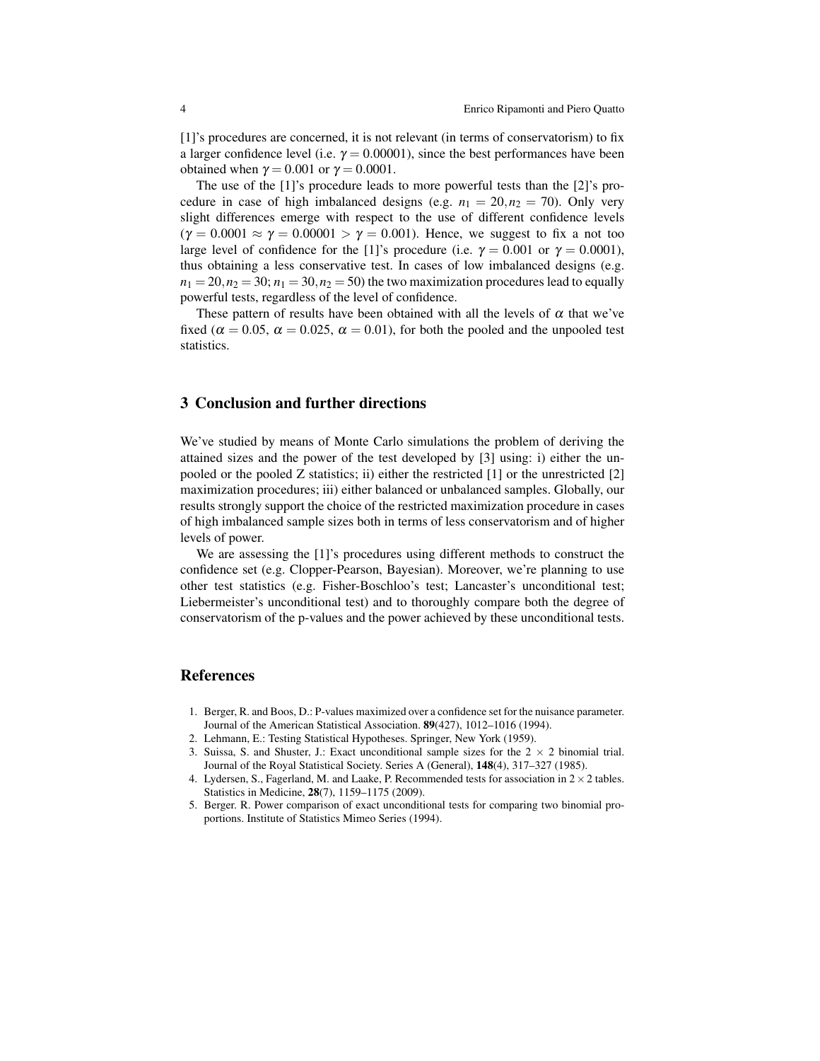[1]'s procedures are concerned, it is not relevant (in terms of conservatorism) to fix a larger confidence level (i.e. $\gamma = 0.00001$), since the best performances have been obtained when $\gamma = 0.001$ or $\gamma = 0.0001$.

The use of the [1]'s procedure leads to more powerful tests than the [2]'s procedure in case of high imbalanced designs (e.g. $n_1 = 20, n_2 = 70$). Only very slight differences emerge with respect to the use of different confidence levels ($\gamma = 0.0001 \approx \gamma = 0.00001 > \gamma = 0.001$). Hence, we suggest to fix a not too large level of confidence for the [1]'s procedure (i.e. $\gamma = 0.001$ or $\gamma = 0.0001$), thus obtaining a less conservative test. In cases of low imbalanced designs (e.g. $n_1 = 20, n_2 = 30$; $n_1 = 30, n_2 = 50$) the two maximization procedures lead to equally powerful tests, regardless of the level of confidence.

These pattern of results have been obtained with all the levels of $\alpha$ that we've fixed ($\alpha = 0.05$, $\alpha = 0.025$, $\alpha = 0.01$), for both the pooled and the unpooled test statistics.

## 3 Conclusion and further directions

We've studied by means of Monte Carlo simulations the problem of deriving the attained sizes and the power of the test developed by [3] using: i) either the unpooled or the pooled Z statistics; ii) either the restricted [1] or the unrestricted [2] maximization procedures; iii) either balanced or unbalanced samples. Globally, our results strongly support the choice of the restricted maximization procedure in cases of high imbalanced sample sizes both in terms of less conservatorism and of higher levels of power.

We are assessing the [1]'s procedures using different methods to construct the confidence set (e.g. Clopper-Pearson, Bayesian). Moreover, we're planning to use other test statistics (e.g. Fisher-Boschloo's test; Lancaster's unconditional test; Liebermeister's unconditional test) and to thoroughly compare both the degree of conservatorism of the p-values and the power achieved by these unconditional tests.

## References

1. Berger, R. and Boos, D.: P-values maximized over a confidence set for the nuisance parameter. Journal of the American Statistical Association. **89**(427), 1012–1016 (1994).
2. Lehmann, E.: Testing Statistical Hypotheses. Springer, New York (1959).
3. Suissa, S. and Shuster, J.: Exact unconditional sample sizes for the $2 \times 2$ binomial trial. Journal of the Royal Statistical Society. Series A (General), **148**(4), 317–327 (1985).
4. Lydersen, S., Fagerland, M. and Laake, P. Recommended tests for association in $2 \times 2$ tables. Statistics in Medicine, **28**(7), 1159–1175 (2009).
5. Berger. R. Power comparison of exact unconditional tests for comparing two binomial proportions. Institute of Statistics Mimeo Series (1994).